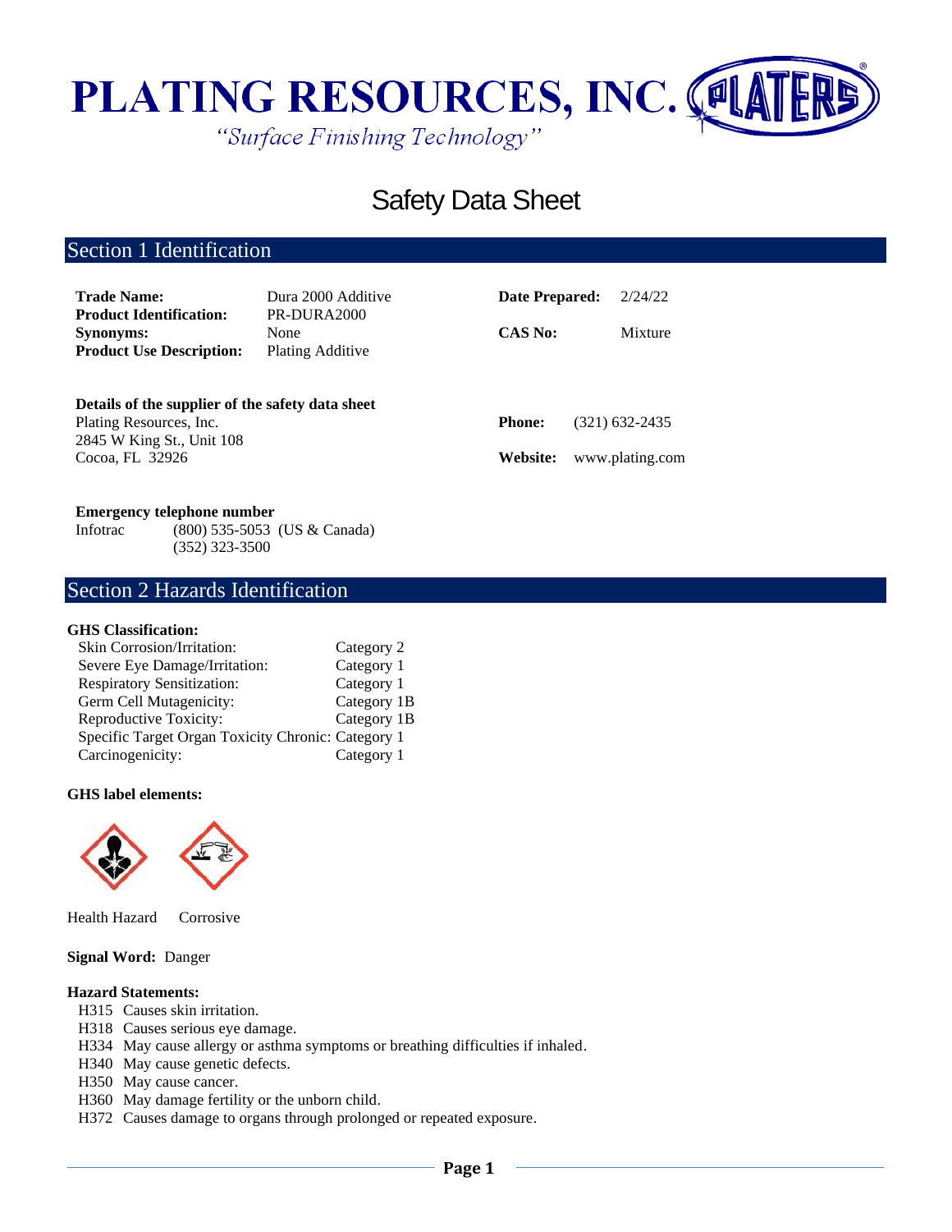# PLATING RESOURCES, INC.

*"Surface Finishing Technology"*

# Safety Data Sheet

## Section 1 Identification

| | | | |
|---|---|---|---|
| **Trade Name:** | Dura 2000 Additive | **Date Prepared:** | 2/24/22 |
| **Product Identification:** | PR-DURA2000 | | |
| **Synonyms:** | None | **CAS No:** | Mixture |
| **Product Use Description:** | Plating Additive | | |

**Details of the supplier of the safety data sheet**
Plating Resources, Inc.
2845 W King St., Unit 108
Cocoa, FL 32926

**Phone:** (321) 632-2435

**Website:** www.plating.com

**Emergency telephone number**
Infotrac (800) 535-5053 (US & Canada)
(352) 323-3500

## Section 2 Hazards Identification

**GHS Classification:**

| | |
|---|---|
| Skin Corrosion/Irritation: | Category 2 |
| Severe Eye Damage/Irritation: | Category 1 |
| Respiratory Sensitization: | Category 1 |
| Germ Cell Mutagenicity: | Category 1B |
| Reproductive Toxicity: | Category 1B |
| Specific Target Organ Toxicity Chronic: | Category 1 |
| Carcinogenicity: | Category 1 |

**GHS label elements:**

Health Hazard Corrosive

**Signal Word:** Danger

**Hazard Statements:**

H315 Causes skin irritation.
H318 Causes serious eye damage.
H334 May cause allergy or asthma symptoms or breathing difficulties if inhaled.
H340 May cause genetic defects.
H350 May cause cancer.
H360 May damage fertility or the unborn child.
H372 Causes damage to organs through prolonged or repeated exposure.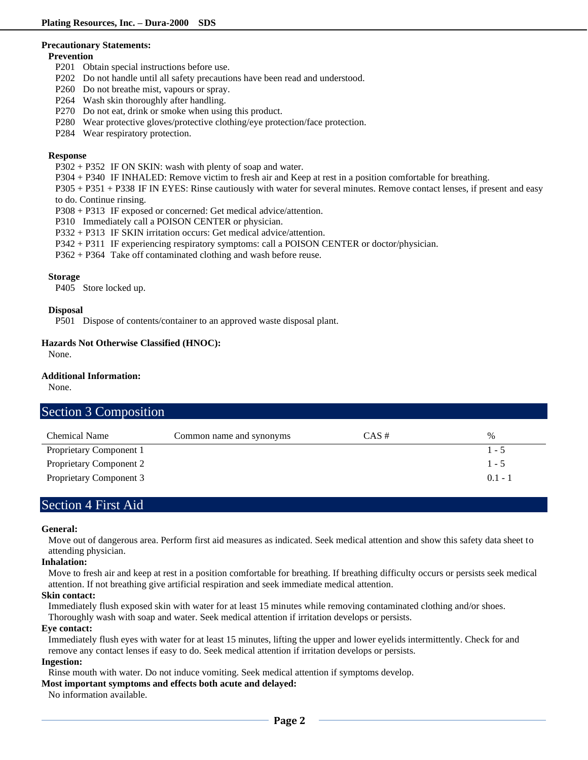**Precautionary Statements:**

**Prevention**

P201 Obtain special instructions before use.
P202 Do not handle until all safety precautions have been read and understood.
P260 Do not breathe mist, vapours or spray.
P264 Wash skin thoroughly after handling.
P270 Do not eat, drink or smoke when using this product.
P280 Wear protective gloves/protective clothing/eye protection/face protection.
P284 Wear respiratory protection.

**Response**

P302 + P352 IF ON SKIN: wash with plenty of soap and water.
P304 + P340 IF INHALED: Remove victim to fresh air and Keep at rest in a position comfortable for breathing.
P305 + P351 + P338 IF IN EYES: Rinse cautiously with water for several minutes. Remove contact lenses, if present and easy to do. Continue rinsing.
P308 + P313 IF exposed or concerned: Get medical advice/attention.
P310 Immediately call a POISON CENTER or physician.
P332 + P313 IF SKIN irritation occurs: Get medical advice/attention.
P342 + P311 IF experiencing respiratory symptoms: call a POISON CENTER or doctor/physician.
P362 + P364 Take off contaminated clothing and wash before reuse.

**Storage**

P405 Store locked up.

**Disposal**

P501 Dispose of contents/container to an approved waste disposal plant.

**Hazards Not Otherwise Classified (HNOC):**

None.

**Additional Information:**

None.

## Section 3 Composition

| Chemical Name | Common name and synonyms | CAS # | % |
|---|---|---|---|
| Proprietary Component 1 | | | 1 - 5 |
| Proprietary Component 2 | | | 1 - 5 |
| Proprietary Component 3 | | | 0.1 - 1 |

## Section 4 First Aid

**General:**

Move out of dangerous area. Perform first aid measures as indicated. Seek medical attention and show this safety data sheet to attending physician.

**Inhalation:**

Move to fresh air and keep at rest in a position comfortable for breathing. If breathing difficulty occurs or persists seek medical attention. If not breathing give artificial respiration and seek immediate medical attention.

**Skin contact:**

Immediately flush exposed skin with water for at least 15 minutes while removing contaminated clothing and/or shoes. Thoroughly wash with soap and water. Seek medical attention if irritation develops or persists.

**Eye contact:**

Immediately flush eyes with water for at least 15 minutes, lifting the upper and lower eyelids intermittently. Check for and remove any contact lenses if easy to do. Seek medical attention if irritation develops or persists.

**Ingestion:**

Rinse mouth with water. Do not induce vomiting. Seek medical attention if symptoms develop.

**Most important symptoms and effects both acute and delayed:**

No information available.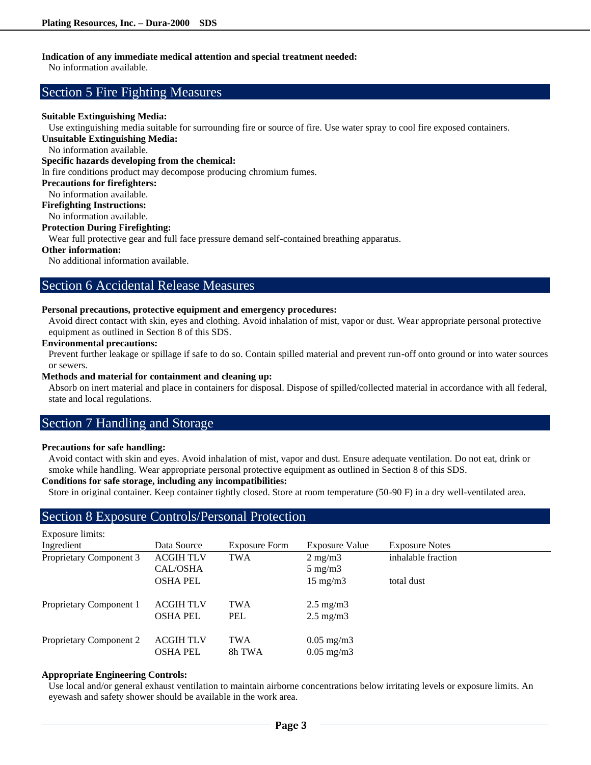**Indication of any immediate medical attention and special treatment needed:**
No information available.

## Section 5 Fire Fighting Measures

**Suitable Extinguishing Media:**
Use extinguishing media suitable for surrounding fire or source of fire. Use water spray to cool fire exposed containers.

**Unsuitable Extinguishing Media:**
No information available.

**Specific hazards developing from the chemical:**
In fire conditions product may decompose producing chromium fumes.

**Precautions for firefighters:**
No information available.

**Firefighting Instructions:**
No information available.

**Protection During Firefighting:**
Wear full protective gear and full face pressure demand self-contained breathing apparatus.

**Other information:**
No additional information available.

## Section 6 Accidental Release Measures

**Personal precautions, protective equipment and emergency procedures:**
Avoid direct contact with skin, eyes and clothing. Avoid inhalation of mist, vapor or dust. Wear appropriate personal protective equipment as outlined in Section 8 of this SDS.

**Environmental precautions:**
Prevent further leakage or spillage if safe to do so. Contain spilled material and prevent run-off onto ground or into water sources or sewers.

**Methods and material for containment and cleaning up:**
Absorb on inert material and place in containers for disposal. Dispose of spilled/collected material in accordance with all federal, state and local regulations.

## Section 7 Handling and Storage

**Precautions for safe handling:**
Avoid contact with skin and eyes. Avoid inhalation of mist, vapor and dust. Ensure adequate ventilation. Do not eat, drink or smoke while handling. Wear appropriate personal protective equipment as outlined in Section 8 of this SDS.

**Conditions for safe storage, including any incompatibilities:**
Store in original container. Keep container tightly closed. Store at room temperature (50-90 F) in a dry well-ventilated area.

## Section 8 Exposure Controls/Personal Protection

Exposure limits:

| Ingredient | Data Source | Exposure Form | Exposure Value | Exposure Notes |
|---|---|---|---|---|
| Proprietary Component 3 | ACGIH TLV | TWA | 2 mg/m3 | inhalable fraction |
| | CAL/OSHA | | 5 mg/m3 | |
| | OSHA PEL | | 15 mg/m3 | total dust |
| Proprietary Component 1 | ACGIH TLV | TWA | 2.5 mg/m3 | |
| | OSHA PEL | PEL | 2.5 mg/m3 | |
| Proprietary Component 2 | ACGIH TLV | TWA | 0.05 mg/m3 | |
| | OSHA PEL | 8h TWA | 0.05 mg/m3 | |

**Appropriate Engineering Controls:**
Use local and/or general exhaust ventilation to maintain airborne concentrations below irritating levels or exposure limits. An eyewash and safety shower should be available in the work area.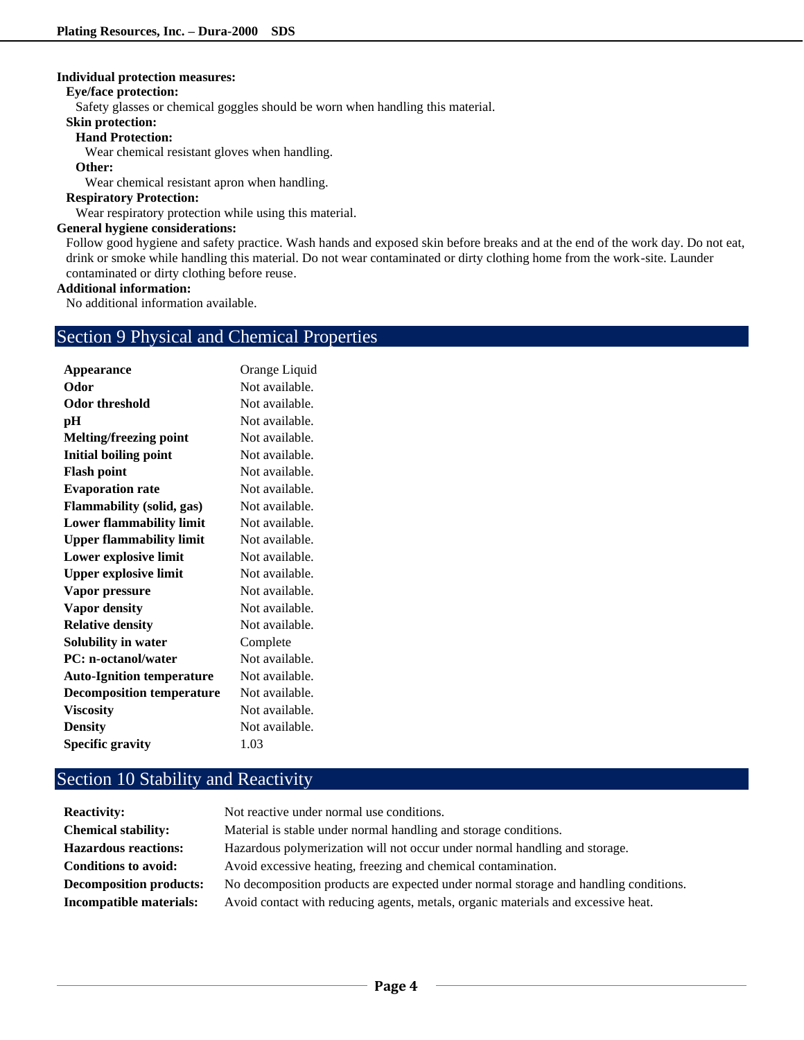**Individual protection measures:**

**Eye/face protection:**

Safety glasses or chemical goggles should be worn when handling this material.

**Skin protection:**

**Hand Protection:**

Wear chemical resistant gloves when handling.

**Other:**

Wear chemical resistant apron when handling.

**Respiratory Protection:**

Wear respiratory protection while using this material.

**General hygiene considerations:**

Follow good hygiene and safety practice. Wash hands and exposed skin before breaks and at the end of the work day. Do not eat, drink or smoke while handling this material. Do not wear contaminated or dirty clothing home from the work-site. Launder contaminated or dirty clothing before reuse.

**Additional information:**

No additional information available.

## Section 9 Physical and Chemical Properties

| | |
|---|---|
| **Appearance** | Orange Liquid |
| **Odor** | Not available. |
| **Odor threshold** | Not available. |
| **pH** | Not available. |
| **Melting/freezing point** | Not available. |
| **Initial boiling point** | Not available. |
| **Flash point** | Not available. |
| **Evaporation rate** | Not available. |
| **Flammability (solid, gas)** | Not available. |
| **Lower flammability limit** | Not available. |
| **Upper flammability limit** | Not available. |
| **Lower explosive limit** | Not available. |
| **Upper explosive limit** | Not available. |
| **Vapor pressure** | Not available. |
| **Vapor density** | Not available. |
| **Relative density** | Not available. |
| **Solubility in water** | Complete |
| **PC: n-octanol/water** | Not available. |
| **Auto-Ignition temperature** | Not available. |
| **Decomposition temperature** | Not available. |
| **Viscosity** | Not available. |
| **Density** | Not available. |
| **Specific gravity** | 1.03 |

## Section 10 Stability and Reactivity

| | |
|---|---|
| **Reactivity:** | Not reactive under normal use conditions. |
| **Chemical stability:** | Material is stable under normal handling and storage conditions. |
| **Hazardous reactions:** | Hazardous polymerization will not occur under normal handling and storage. |
| **Conditions to avoid:** | Avoid excessive heating, freezing and chemical contamination. |
| **Decomposition products:** | No decomposition products are expected under normal storage and handling conditions. |
| **Incompatible materials:** | Avoid contact with reducing agents, metals, organic materials and excessive heat. |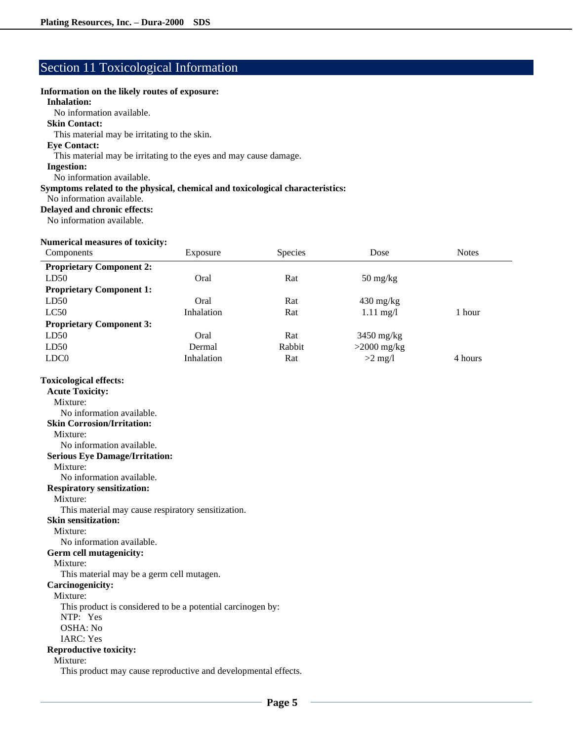## Section 11 Toxicological Information

**Information on the likely routes of exposure:**

**Inhalation:**
No information available.

**Skin Contact:**
This material may be irritating to the skin.

**Eye Contact:**
This material may be irritating to the eyes and may cause damage.

**Ingestion:**
No information available.

**Symptoms related to the physical, chemical and toxicological characteristics:**
No information available.

**Delayed and chronic effects:**
No information available.

**Numerical measures of toxicity:**

| Components | Exposure | Species | Dose | Notes |
|---|---|---|---|---|
| **Proprietary Component 2:** | | | | |
| LD50 | Oral | Rat | 50 mg/kg | |
| **Proprietary Component 1:** | | | | |
| LD50 | Oral | Rat | 430 mg/kg | |
| LC50 | Inhalation | Rat | 1.11 mg/l | 1 hour |
| **Proprietary Component 3:** | | | | |
| LD50 | Oral | Rat | 3450 mg/kg | |
| LD50 | Dermal | Rabbit | >2000 mg/kg | |
| LDC0 | Inhalation | Rat | >2 mg/l | 4 hours |

**Toxicological effects:**

**Acute Toxicity:**
Mixture:
No information available.

**Skin Corrosion/Irritation:**
Mixture:
No information available.

**Serious Eye Damage/Irritation:**
Mixture:
No information available.

**Respiratory sensitization:**
Mixture:
This material may cause respiratory sensitization.

**Skin sensitization:**
Mixture:
No information available.

**Germ cell mutagenicity:**
Mixture:
This material may be a germ cell mutagen.

**Carcinogenicity:**
Mixture:
This product is considered to be a potential carcinogen by:
NTP: Yes
OSHA: No
IARC: Yes

**Reproductive toxicity:**
Mixture:
This product may cause reproductive and developmental effects.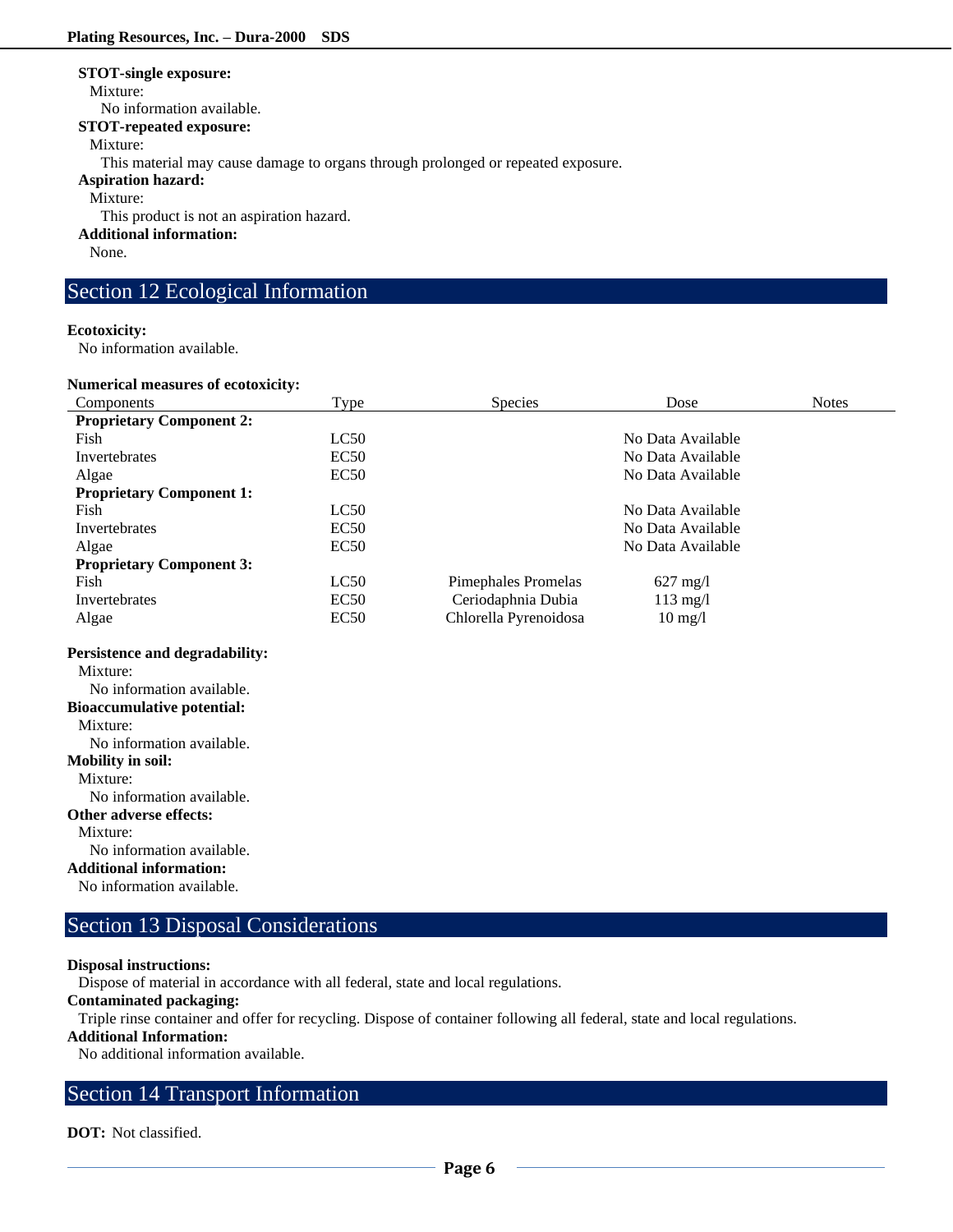**STOT-single exposure:**

Mixture:

No information available.

**STOT-repeated exposure:**

Mixture:

This material may cause damage to organs through prolonged or repeated exposure.

**Aspiration hazard:**

Mixture:

This product is not an aspiration hazard.

**Additional information:**

None.

## Section 12 Ecological Information

**Ecotoxicity:**

No information available.

**Numerical measures of ecotoxicity:**

| Components | Type | Species | Dose | Notes |
|---|---|---|---|---|
| **Proprietary Component 2:** | | | | |
| Fish | LC50 | | No Data Available | |
| Invertebrates | EC50 | | No Data Available | |
| Algae | EC50 | | No Data Available | |
| **Proprietary Component 1:** | | | | |
| Fish | LC50 | | No Data Available | |
| Invertebrates | EC50 | | No Data Available | |
| Algae | EC50 | | No Data Available | |
| **Proprietary Component 3:** | | | | |
| Fish | LC50 | Pimephales Promelas | 627 mg/l | |
| Invertebrates | EC50 | Ceriodaphnia Dubia | 113 mg/l | |
| Algae | EC50 | Chlorella Pyrenoidosa | 10 mg/l | |

**Persistence and degradability:**

Mixture:

No information available.

**Bioaccumulative potential:**

Mixture:

No information available.

**Mobility in soil:**

Mixture:

No information available.

**Other adverse effects:**

Mixture:

No information available.

**Additional information:**

No information available.

## Section 13 Disposal Considerations

**Disposal instructions:**

Dispose of material in accordance with all federal, state and local regulations.

**Contaminated packaging:**

Triple rinse container and offer for recycling. Dispose of container following all federal, state and local regulations.

**Additional Information:**

No additional information available.

## Section 14 Transport Information

**DOT:** Not classified.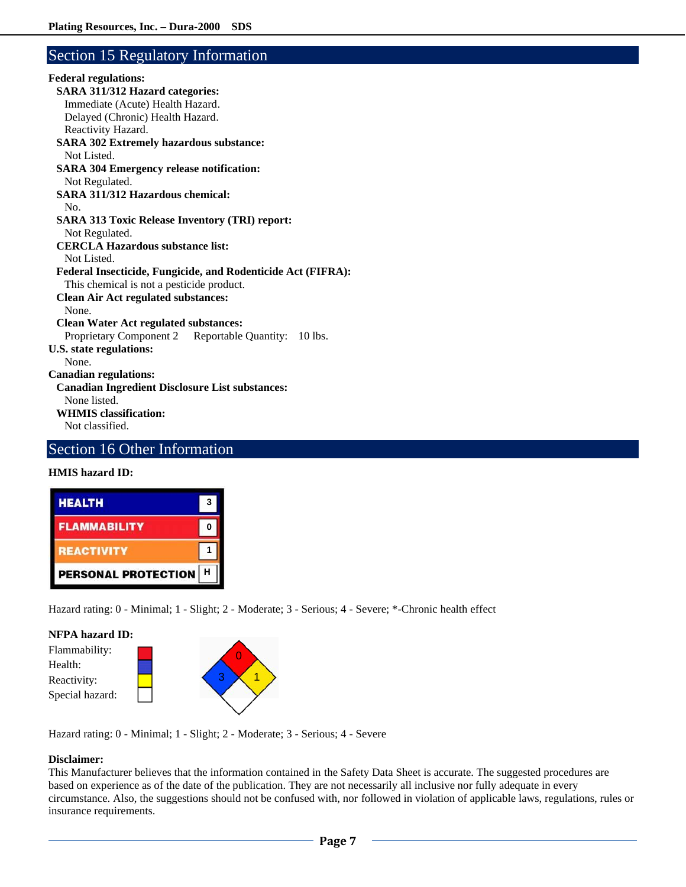## Section 15 Regulatory Information

**Federal regulations:**

**SARA 311/312 Hazard categories:**
Immediate (Acute) Health Hazard.
Delayed (Chronic) Health Hazard.
Reactivity Hazard.

**SARA 302 Extremely hazardous substance:**
Not Listed.

**SARA 304 Emergency release notification:**
Not Regulated.

**SARA 311/312 Hazardous chemical:**
No.

**SARA 313 Toxic Release Inventory (TRI) report:**
Not Regulated.

**CERCLA Hazardous substance list:**
Not Listed.

**Federal Insecticide, Fungicide, and Rodenticide Act (FIFRA):**
This chemical is not a pesticide product.

**Clean Air Act regulated substances:**
None.

**Clean Water Act regulated substances:**
Proprietary Component 2 Reportable Quantity: 10 lbs.

**U.S. state regulations:**
None.

**Canadian regulations:**

**Canadian Ingredient Disclosure List substances:**
None listed.

**WHMIS classification:**
Not classified.

## Section 16 Other Information

**HMIS hazard ID:**

| | |
|---|---|
| HEALTH | 3 |
| FLAMMABILITY | 0 |
| REACTIVITY | 1 |
| PERSONAL PROTECTION | H |

Hazard rating: 0 - Minimal; 1 - Slight; 2 - Moderate; 3 - Serious; 4 - Severe; *-Chronic health effect

**NFPA hazard ID:**

Flammability:
Health:
Reactivity:
Special hazard:

0
3
1

Hazard rating: 0 - Minimal; 1 - Slight; 2 - Moderate; 3 - Serious; 4 - Severe

**Disclaimer:**
This Manufacturer believes that the information contained in the Safety Data Sheet is accurate. The suggested procedures are based on experience as of the date of the publication. They are not necessarily all inclusive nor fully adequate in every circumstance. Also, the suggestions should not be confused with, nor followed in violation of applicable laws, regulations, rules or insurance requirements.